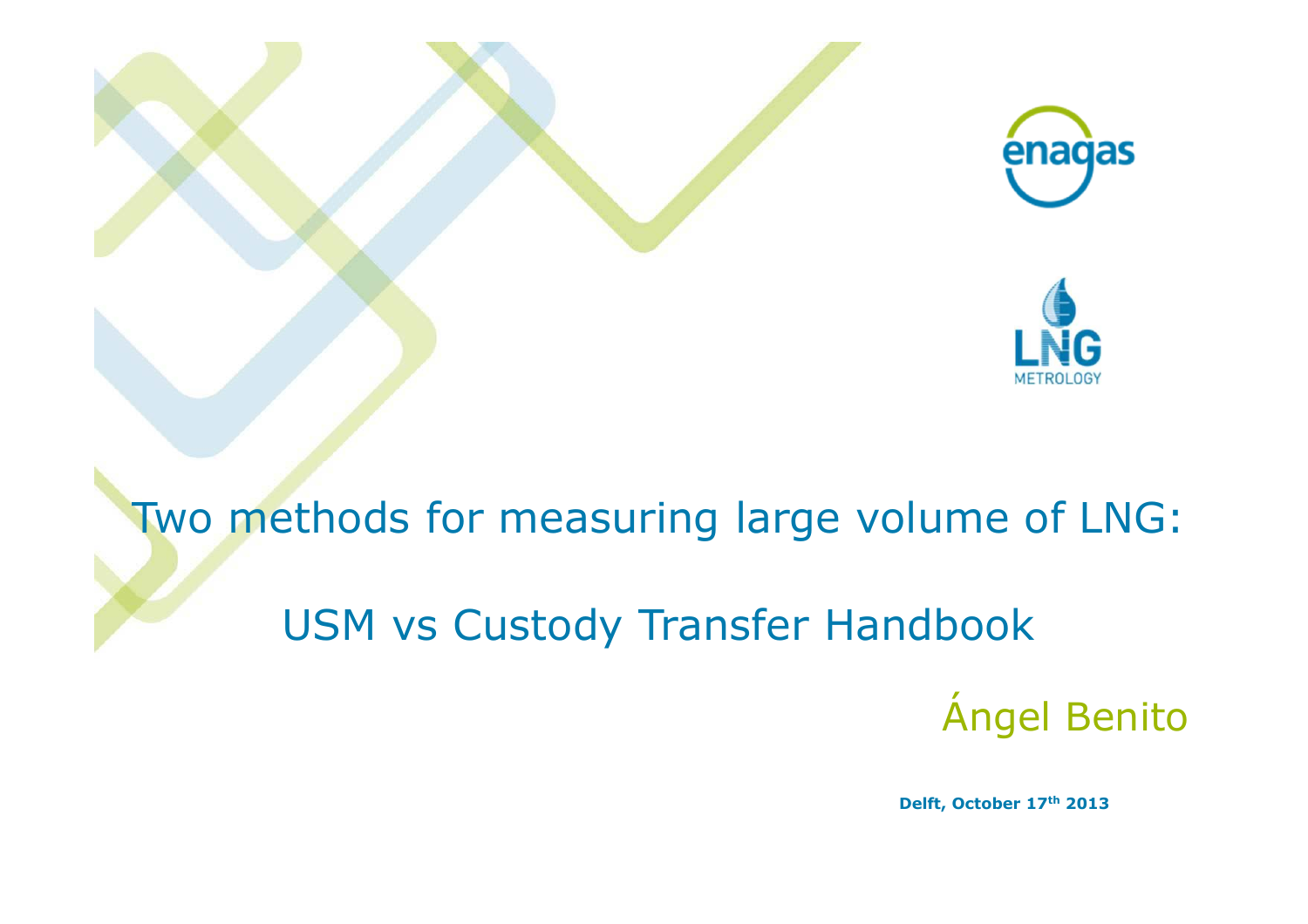# Two methods for measuring large volume of LNG:

## USM vs Custody Transfer Handbook

Ángel Benito

**Delft, October 17th 2013**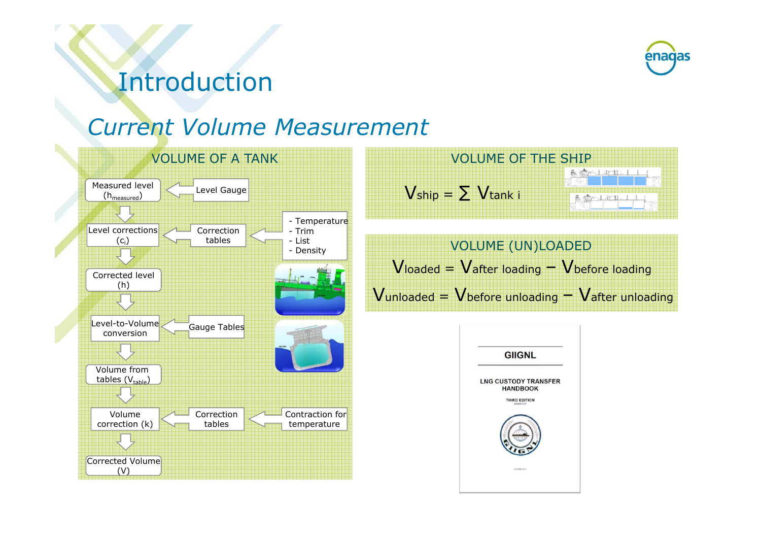# Introduction

## *Current Volume Measurement*

### VOLUME OF A TANK

- Measured level ($h_{measured}$) ← Level Gauge
- Level corrections ($c_i$) ← Correction tables ← Temperature, Trim, List, Density
- Corrected level ($h$)
- Level-to-Volume conversion ← Gauge Tables
- Volume from tables ($V_{table}$)
- Volume correction ($k$) ← Correction tables ← Contraction for temperature
- Corrected Volume ($V$)

### VOLUME OF THE SHIP

$$V_{ship} = \sum V_{tank\ i}$$

### VOLUME (UN)LOADED

$$V_{loaded} = V_{after\ loading} - V_{before\ loading}$$

$$V_{unloaded} = V_{before\ unloading} - V_{after\ unloading}$$

GIIGNL

LNG CUSTODY TRANSFER HANDBOOK

THIRD EDITION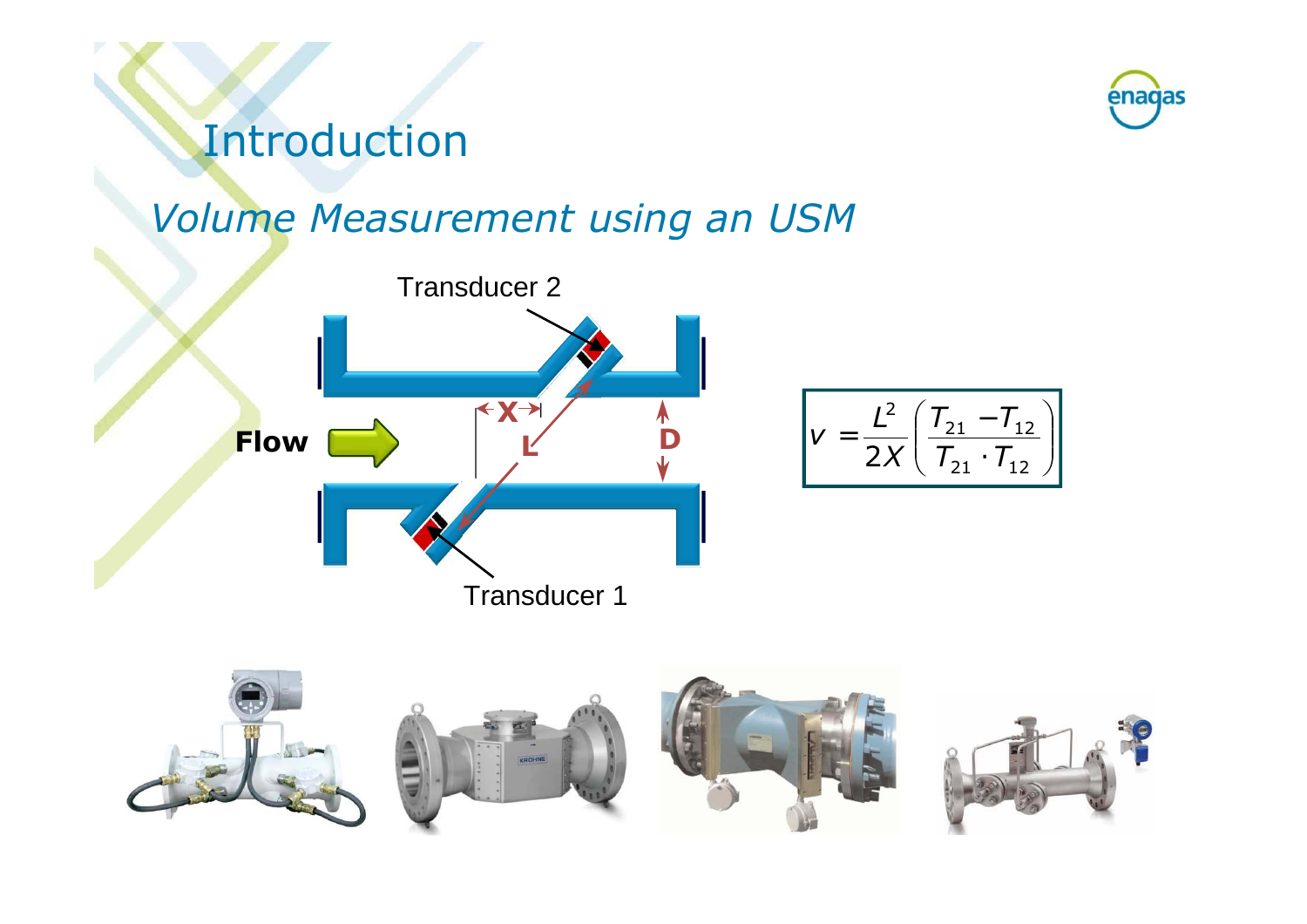# Introduction

## *Volume Measurement using an USM*

Transducer 2

Flow

X

L

D

Transducer 1

$$v = \frac{L^2}{2X}\left(\frac{T_{21} - T_{12}}{T_{21} \cdot T_{12}}\right)$$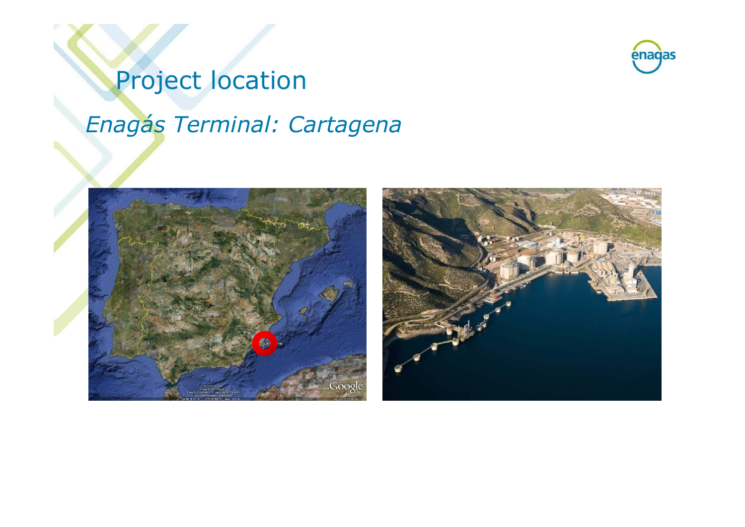# Project location

*Enagás Terminal: Cartagena*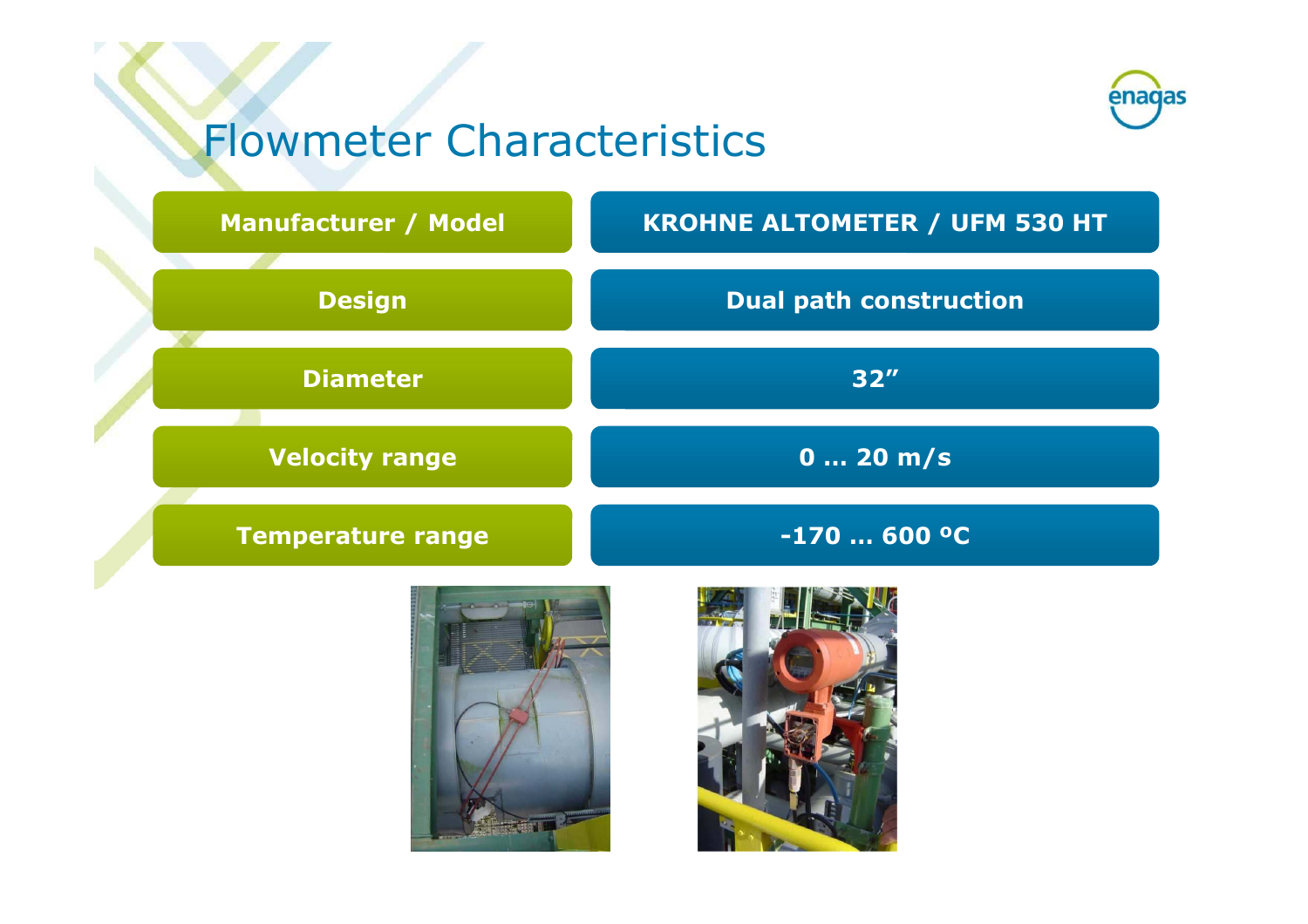# Flowmeter Characteristics

| | |
|---|---|
| **Manufacturer / Model** | **KROHNE ALTOMETER / UFM 530 HT** |
| **Design** | **Dual path construction** |
| **Diameter** | **32”** |
| **Velocity range** | **0 … 20 m/s** |
| **Temperature range** | **-170 … 600 ºC** |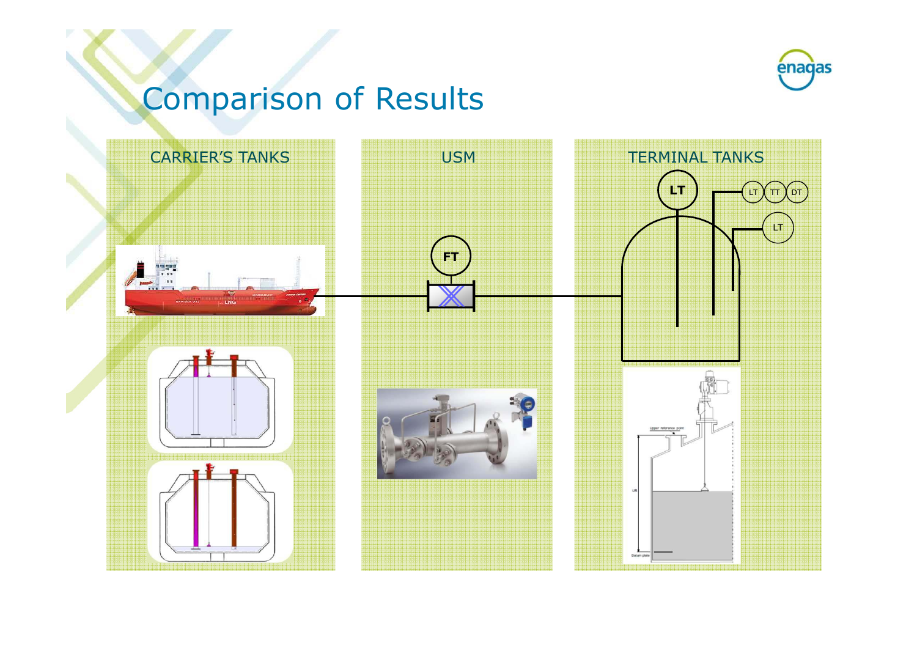# Comparison of Results

## CARRIER'S TANKS

## USM

FT

## TERMINAL TANKS

LT

LT TT DT

LT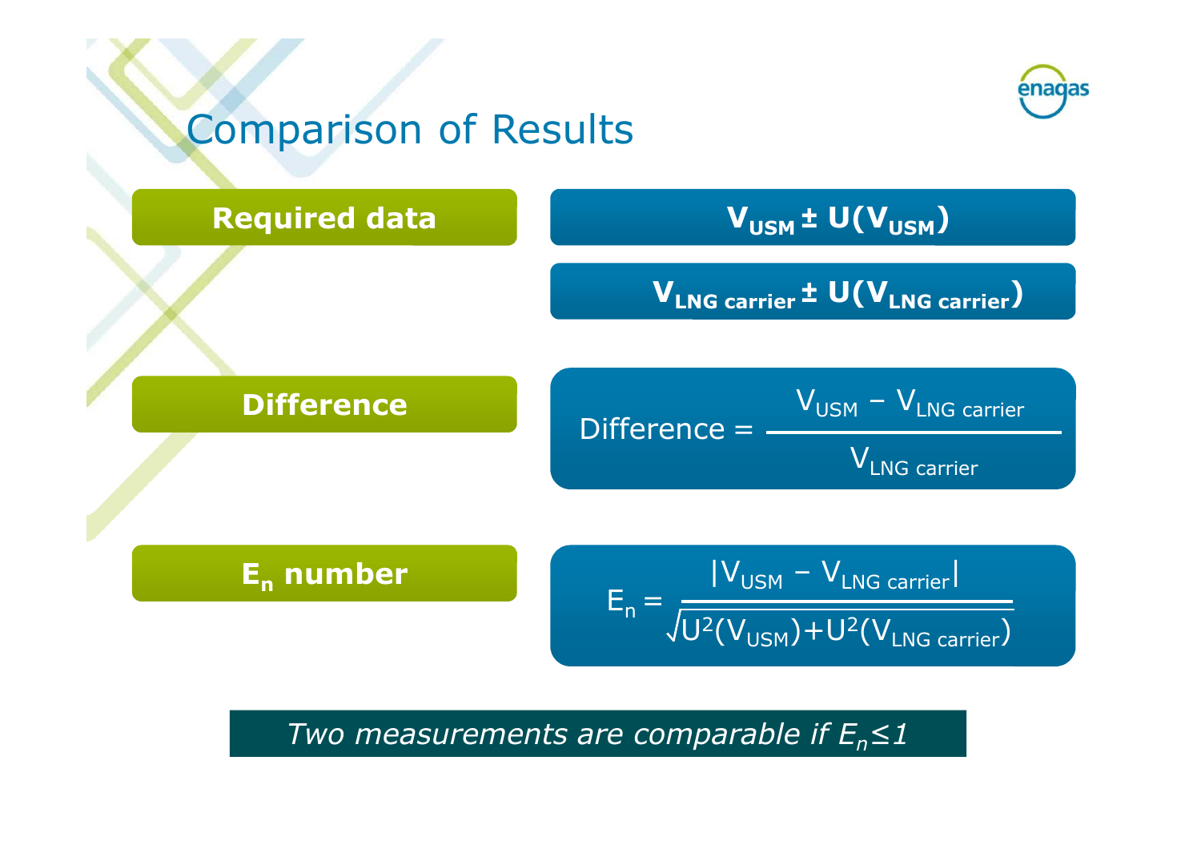# Comparison of Results

**Required data**

$$V_{USM} \pm U(V_{USM})$$

$$V_{LNG\ carrier} \pm U(V_{LNG\ carrier})$$

**Difference**

$$\text{Difference} = \frac{V_{USM} - V_{LNG\ carrier}}{V_{LNG\ carrier}}$$

**$E_n$ number**

$$E_n = \frac{|V_{USM} - V_{LNG\ carrier}|}{\sqrt{U^2(V_{USM}) + U^2(V_{LNG\ carrier})}}$$

*Two measurements are comparable if $E_n \leq 1$*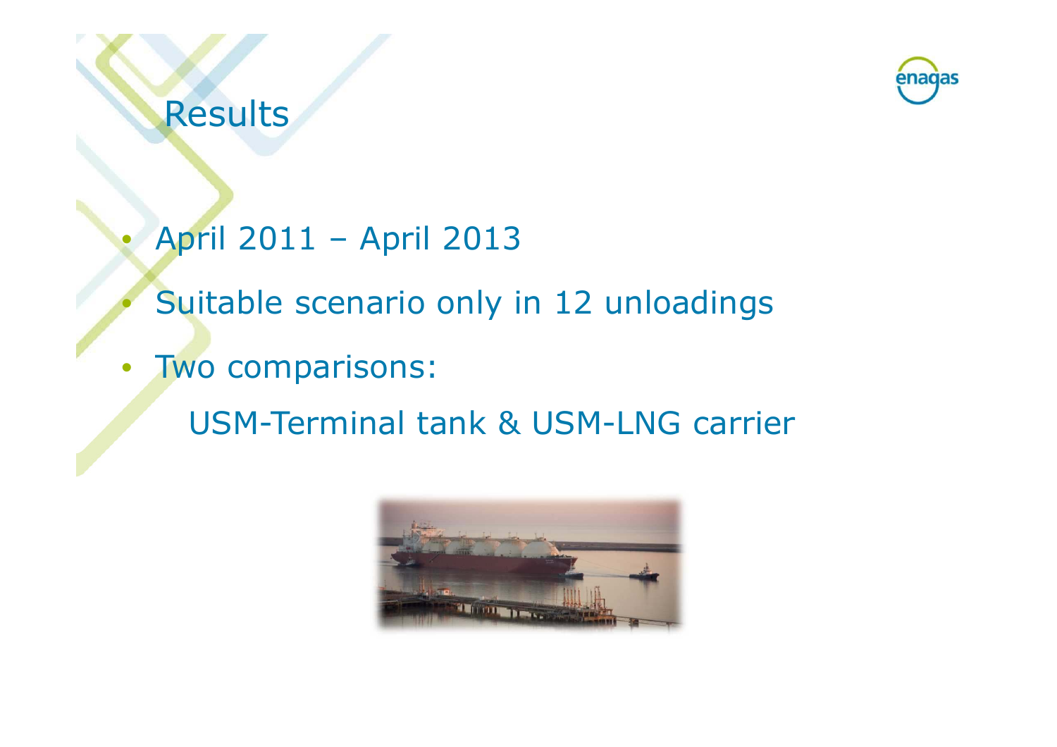# Results

- April 2011 – April 2013
- Suitable scenario only in 12 unloadings
- Two comparisons:

  USM-Terminal tank & USM-LNG carrier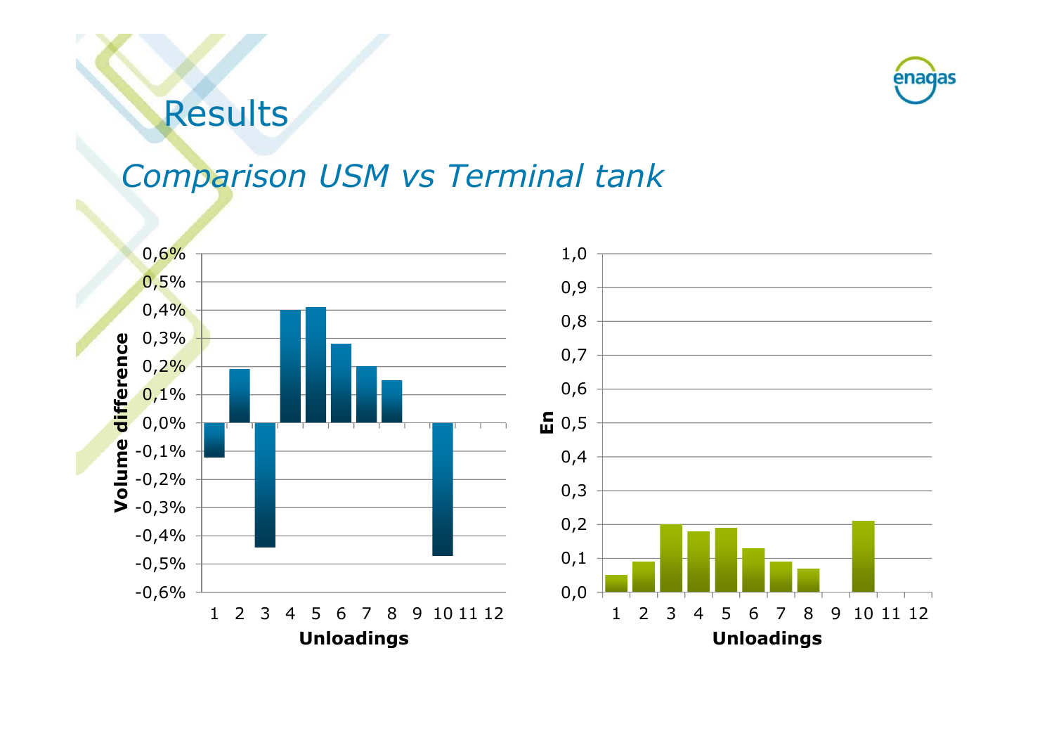# Results

## *Comparison USM vs Terminal tank*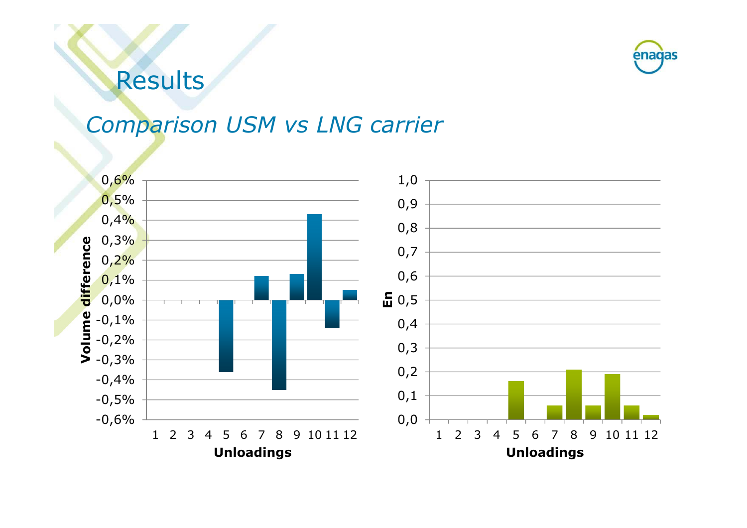# Results

## *Comparison USM vs LNG carrier*

| Unloadings | 1 | 2 | 3 | 4 | 5 | 6 | 7 | 8 | 9 | 10 | 11 | 12 |
|---|---|---|---|---|---|---|---|---|---|---|---|---|
| Volume difference | | | | | -0,36% | | 0,12% | -0,45% | 0,13% | 0,43% | -0,14% | 0,05% |
| En | | | | | 0,16 | | 0,06 | 0,21 | 0,06 | 0,19 | 0,06 | 0,02 |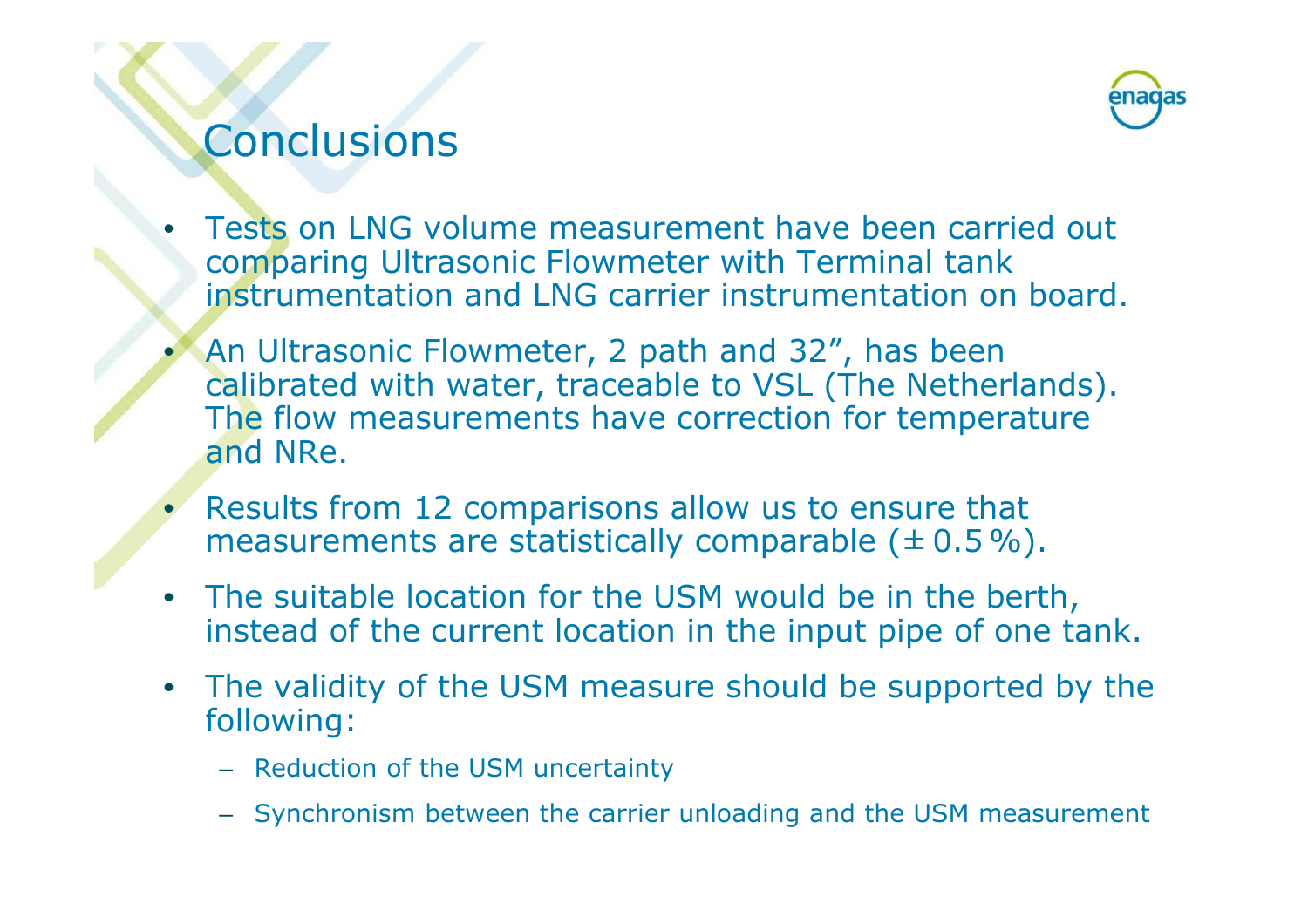# Conclusions

- Tests on LNG volume measurement have been carried out comparing Ultrasonic Flowmeter with Terminal tank instrumentation and LNG carrier instrumentation on board.
- An Ultrasonic Flowmeter, 2 path and 32", has been calibrated with water, traceable to VSL (The Netherlands). The flow measurements have correction for temperature and NRe.
- Results from 12 comparisons allow us to ensure that measurements are statistically comparable (± 0.5 %).
- The suitable location for the USM would be in the berth, instead of the current location in the input pipe of one tank.
- The validity of the USM measure should be supported by the following:
  - Reduction of the USM uncertainty
  - Synchronism between the carrier unloading and the USM measurement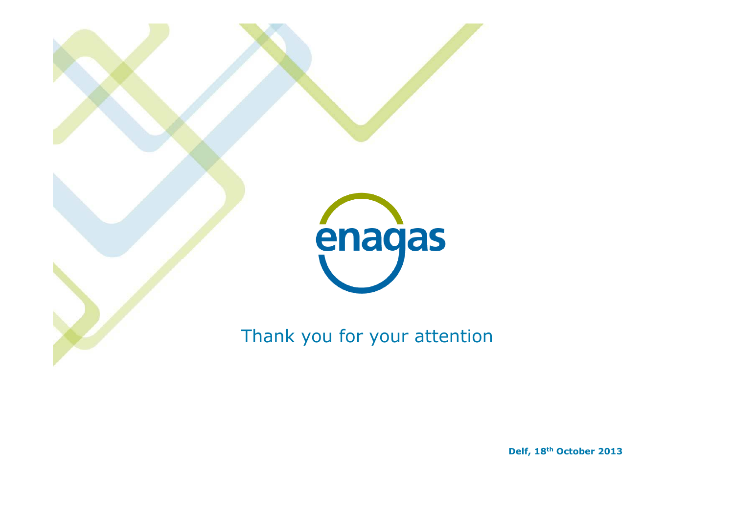enagas

Thank you for your attention

**Delf, 18th October 2013**